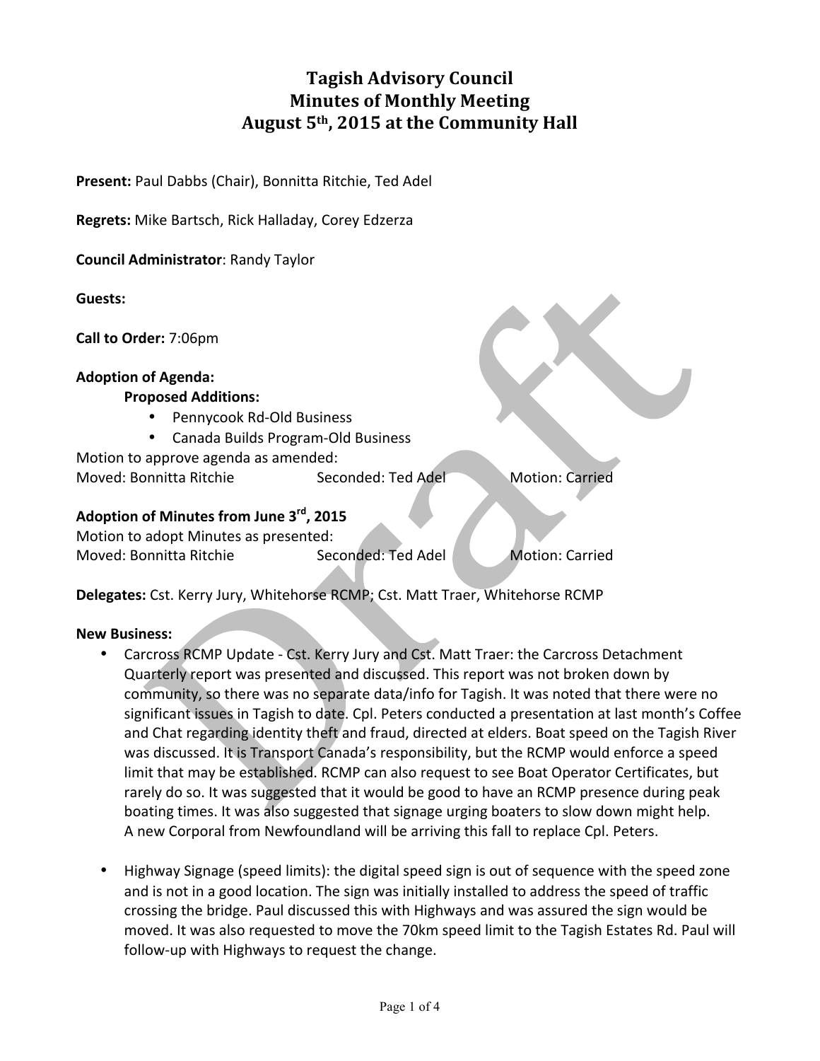# Tagish Advisory Council
# Minutes of Monthly Meeting
# August 5th, 2015 at the Community Hall

**Present:** Paul Dabbs (Chair), Bonnitta Ritchie, Ted Adel

**Regrets:** Mike Bartsch, Rick Halladay, Corey Edzerza

**Council Administrator**: Randy Taylor

**Guests:**

**Call to Order:** 7:06pm

**Adoption of Agenda:**

**Proposed Additions:**

- Pennycook Rd-Old Business
- Canada Builds Program-Old Business

Motion to approve agenda as amended:

Moved: Bonnitta Ritchie Seconded: Ted Adel Motion: Carried

**Adoption of Minutes from June 3rd, 2015**

Motion to adopt Minutes as presented:

Moved: Bonnitta Ritchie Seconded: Ted Adel Motion: Carried

**Delegates:** Cst. Kerry Jury, Whitehorse RCMP; Cst. Matt Traer, Whitehorse RCMP

**New Business:**

- Carcross RCMP Update - Cst. Kerry Jury and Cst. Matt Traer: the Carcross Detachment Quarterly report was presented and discussed. This report was not broken down by community, so there was no separate data/info for Tagish. It was noted that there were no significant issues in Tagish to date. Cpl. Peters conducted a presentation at last month's Coffee and Chat regarding identity theft and fraud, directed at elders. Boat speed on the Tagish River was discussed. It is Transport Canada's responsibility, but the RCMP would enforce a speed limit that may be established. RCMP can also request to see Boat Operator Certificates, but rarely do so. It was suggested that it would be good to have an RCMP presence during peak boating times. It was also suggested that signage urging boaters to slow down might help. A new Corporal from Newfoundland will be arriving this fall to replace Cpl. Peters.

- Highway Signage (speed limits): the digital speed sign is out of sequence with the speed zone and is not in a good location. The sign was initially installed to address the speed of traffic crossing the bridge. Paul discussed this with Highways and was assured the sign would be moved. It was also requested to move the 70km speed limit to the Tagish Estates Rd. Paul will follow-up with Highways to request the change.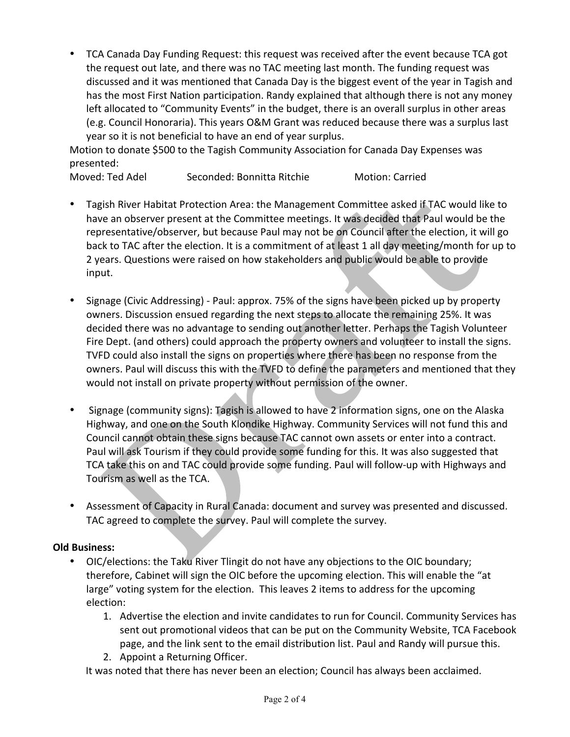- TCA Canada Day Funding Request: this request was received after the event because TCA got the request out late, and there was no TAC meeting last month. The funding request was discussed and it was mentioned that Canada Day is the biggest event of the year in Tagish and has the most First Nation participation. Randy explained that although there is not any money left allocated to "Community Events" in the budget, there is an overall surplus in other areas (e.g. Council Honoraria). This years O&M Grant was reduced because there was a surplus last year so it is not beneficial to have an end of year surplus.

Motion to donate $500 to the Tagish Community Association for Canada Day Expenses was presented:

Moved: Ted Adel Seconded: Bonnitta Ritchie Motion: Carried

- Tagish River Habitat Protection Area: the Management Committee asked if TAC would like to have an observer present at the Committee meetings. It was decided that Paul would be the representative/observer, but because Paul may not be on Council after the election, it will go back to TAC after the election. It is a commitment of at least 1 all day meeting/month for up to 2 years. Questions were raised on how stakeholders and public would be able to provide input.

- Signage (Civic Addressing) - Paul: approx. 75% of the signs have been picked up by property owners. Discussion ensued regarding the next steps to allocate the remaining 25%. It was decided there was no advantage to sending out another letter. Perhaps the Tagish Volunteer Fire Dept. (and others) could approach the property owners and volunteer to install the signs. TVFD could also install the signs on properties where there has been no response from the owners. Paul will discuss this with the TVFD to define the parameters and mentioned that they would not install on private property without permission of the owner.

- Signage (community signs): Tagish is allowed to have 2 information signs, one on the Alaska Highway, and one on the South Klondike Highway. Community Services will not fund this and Council cannot obtain these signs because TAC cannot own assets or enter into a contract. Paul will ask Tourism if they could provide some funding for this. It was also suggested that TCA take this on and TAC could provide some funding. Paul will follow-up with Highways and Tourism as well as the TCA.

- Assessment of Capacity in Rural Canada: document and survey was presented and discussed. TAC agreed to complete the survey. Paul will complete the survey.

**Old Business:**

- OIC/elections: the Taku River Tlingit do not have any objections to the OIC boundary; therefore, Cabinet will sign the OIC before the upcoming election. This will enable the "at large" voting system for the election. This leaves 2 items to address for the upcoming election:
    1. Advertise the election and invite candidates to run for Council. Community Services has sent out promotional videos that can be put on the Community Website, TCA Facebook page, and the link sent to the email distribution list. Paul and Randy will pursue this.
    2. Appoint a Returning Officer.

  It was noted that there has never been an election; Council has always been acclaimed.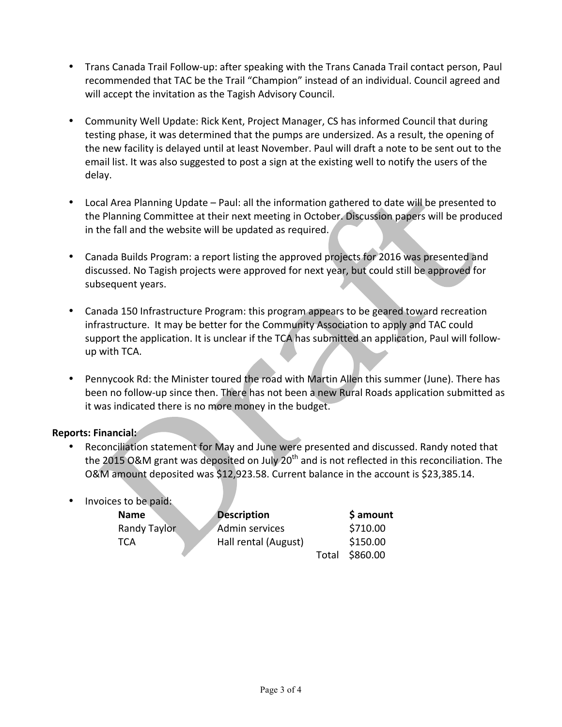- Trans Canada Trail Follow-up: after speaking with the Trans Canada Trail contact person, Paul recommended that TAC be the Trail "Champion" instead of an individual. Council agreed and will accept the invitation as the Tagish Advisory Council.

- Community Well Update: Rick Kent, Project Manager, CS has informed Council that during testing phase, it was determined that the pumps are undersized. As a result, the opening of the new facility is delayed until at least November. Paul will draft a note to be sent out to the email list. It was also suggested to post a sign at the existing well to notify the users of the delay.

- Local Area Planning Update – Paul: all the information gathered to date will be presented to the Planning Committee at their next meeting in October. Discussion papers will be produced in the fall and the website will be updated as required.

- Canada Builds Program: a report listing the approved projects for 2016 was presented and discussed. No Tagish projects were approved for next year, but could still be approved for subsequent years.

- Canada 150 Infrastructure Program: this program appears to be geared toward recreation infrastructure. It may be better for the Community Association to apply and TAC could support the application. It is unclear if the TCA has submitted an application, Paul will follow-up with TCA.

- Pennycook Rd: the Minister toured the road with Martin Allen this summer (June). There has been no follow-up since then. There has not been a new Rural Roads application submitted as it was indicated there is no more money in the budget.

**Reports: Financial:**

- Reconciliation statement for May and June were presented and discussed. Randy noted that the 2015 O&M grant was deposited on July 20th and is not reflected in this reconciliation. The O&M amount deposited was $12,923.58. Current balance in the account is $23,385.14.

- Invoices to be paid:

| Name | Description | $ amount |
|---|---|---|
| Randy Taylor | Admin services | $710.00 |
| TCA | Hall rental (August) | $150.00 |
| | Total | $860.00 |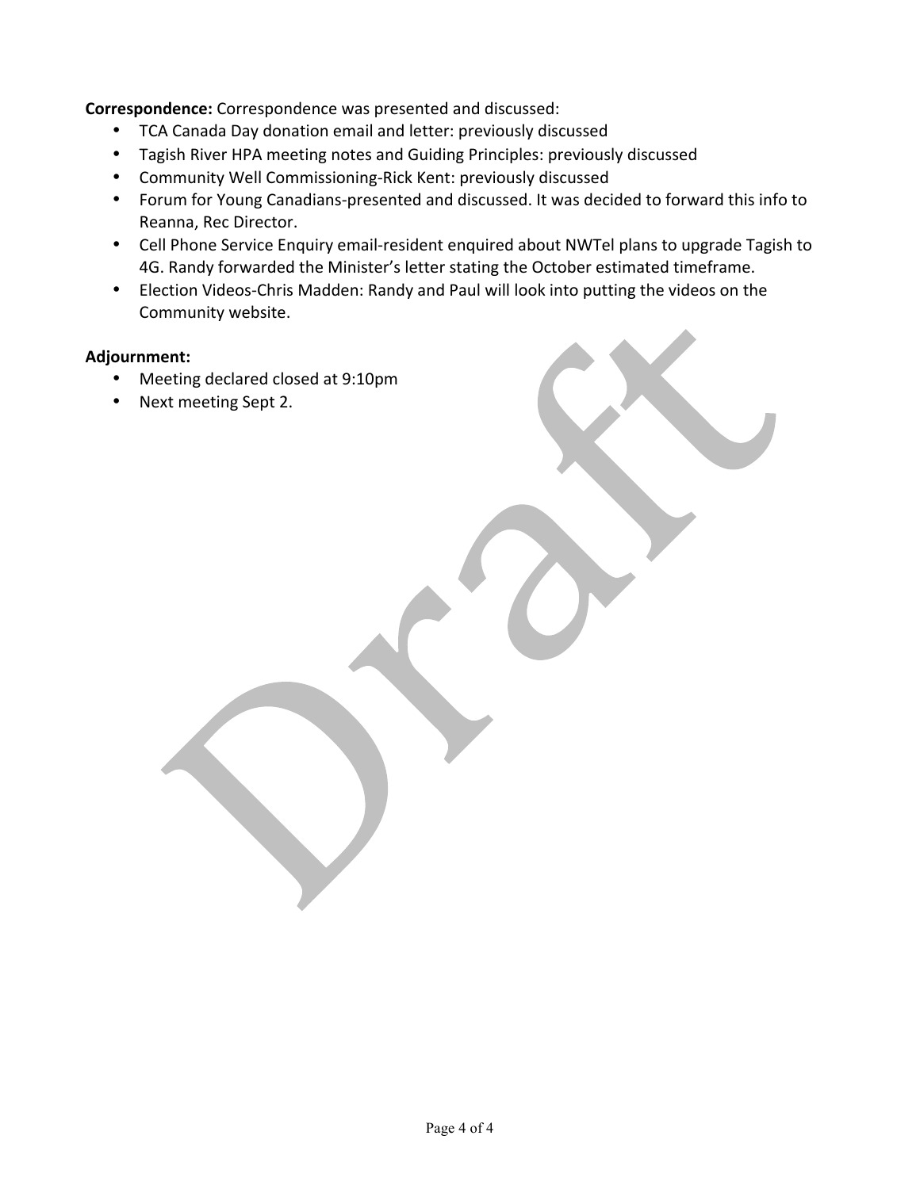**Correspondence:** Correspondence was presented and discussed:

- TCA Canada Day donation email and letter: previously discussed
- Tagish River HPA meeting notes and Guiding Principles: previously discussed
- Community Well Commissioning-Rick Kent: previously discussed
- Forum for Young Canadians-presented and discussed. It was decided to forward this info to Reanna, Rec Director.
- Cell Phone Service Enquiry email-resident enquired about NWTel plans to upgrade Tagish to 4G. Randy forwarded the Minister's letter stating the October estimated timeframe.
- Election Videos-Chris Madden: Randy and Paul will look into putting the videos on the Community website.

**Adjournment:**

- Meeting declared closed at 9:10pm
- Next meeting Sept 2.

Draft